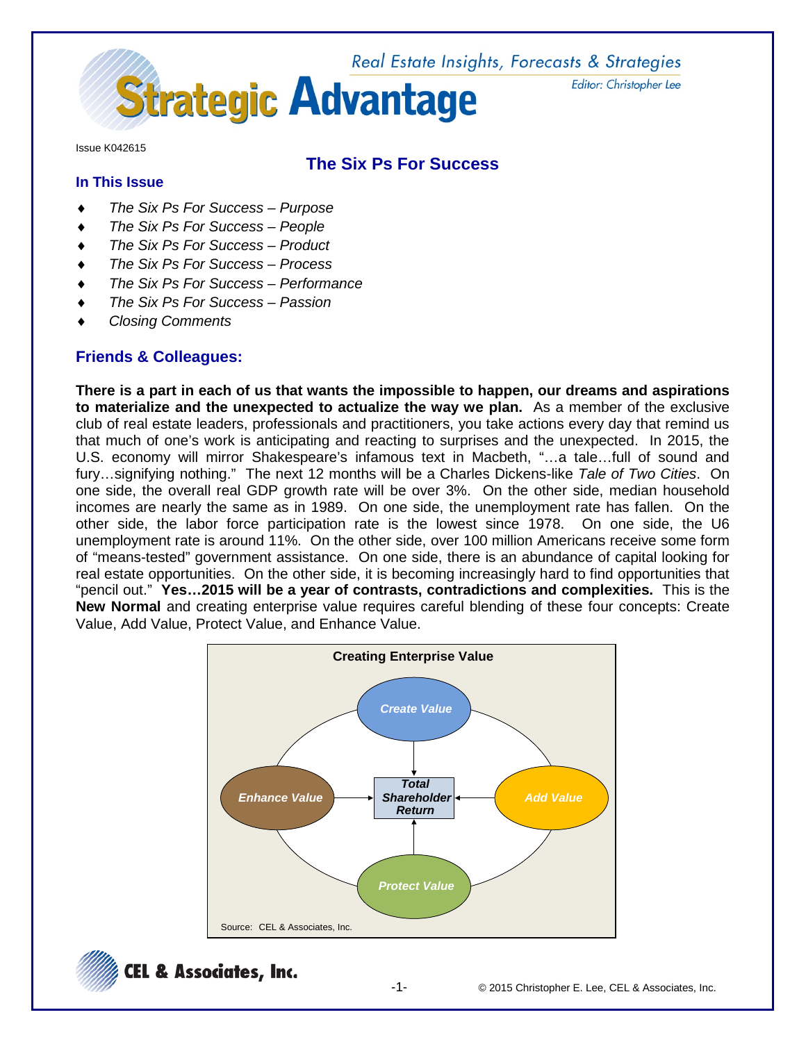# Strategic Advantage

Real Estate Insights, Forecasts & Strategies

Editor: Christopher Lee

Issue K042615

## The Six Ps For Success

### In This Issue

- *The Six Ps For Success – Purpose*
- *The Six Ps For Success – People*
- *The Six Ps For Success – Product*
- *The Six Ps For Success – Process*
- *The Six Ps For Success – Performance*
- *The Six Ps For Success – Passion*
- *Closing Comments*

### Friends & Colleagues:

**There is a part in each of us that wants the impossible to happen, our dreams and aspirations to materialize and the unexpected to actualize the way we plan.** As a member of the exclusive club of real estate leaders, professionals and practitioners, you take actions every day that remind us that much of one's work is anticipating and reacting to surprises and the unexpected. In 2015, the U.S. economy will mirror Shakespeare's infamous text in Macbeth, "…a tale…full of sound and fury…signifying nothing." The next 12 months will be a Charles Dickens-like *Tale of Two Cities*. On one side, the overall real GDP growth rate will be over 3%. On the other side, median household incomes are nearly the same as in 1989. On one side, the unemployment rate has fallen. On the other side, the labor force participation rate is the lowest since 1978. On one side, the U6 unemployment rate is around 11%. On the other side, over 100 million Americans receive some form of "means-tested" government assistance. On one side, there is an abundance of capital looking for real estate opportunities. On the other side, it is becoming increasingly hard to find opportunities that "pencil out." **Yes…2015 will be a year of contrasts, contradictions and complexities.** This is the **New Normal** and creating enterprise value requires careful blending of these four concepts: Create Value, Add Value, Protect Value, and Enhance Value.

**Creating Enterprise Value**

*Create Value* → *Total Shareholder Return*
*Add Value* → *Total Shareholder Return*
*Protect Value* → *Total Shareholder Return*
*Enhance Value* → *Total Shareholder Return*

Source: CEL & Associates, Inc.

CEL & Associates, Inc.

© 2015 Christopher E. Lee, CEL & Associates, Inc.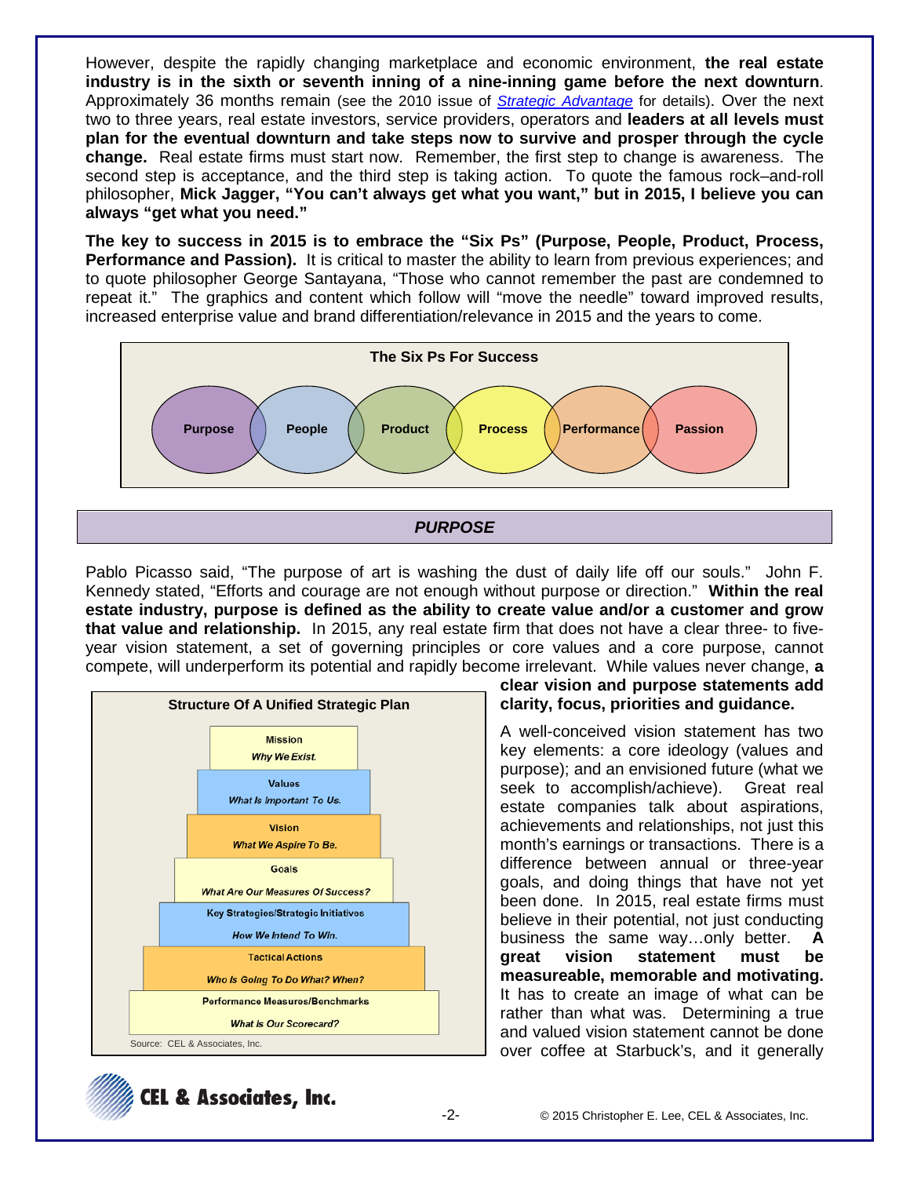However, despite the rapidly changing marketplace and economic environment, **the real estate industry is in the sixth or seventh inning of a nine-inning game before the next downturn**. Approximately 36 months remain (see the 2010 issue of *Strategic Advantage* for details). Over the next two to three years, real estate investors, service providers, operators and **leaders at all levels must plan for the eventual downturn and take steps now to survive and prosper through the cycle change.** Real estate firms must start now. Remember, the first step to change is awareness. The second step is acceptance, and the third step is taking action. To quote the famous rock–and-roll philosopher, **Mick Jagger, "You can't always get what you want," but in 2015, I believe you can always "get what you need."**

**The key to success in 2015 is to embrace the "Six Ps" (Purpose, People, Product, Process, Performance and Passion).** It is critical to master the ability to learn from previous experiences; and to quote philosopher George Santayana, "Those who cannot remember the past are condemned to repeat it." The graphics and content which follow will "move the needle" toward improved results, increased enterprise value and brand differentiation/relevance in 2015 and the years to come.

**The Six Ps For Success**

Purpose – People – Product – Process – Performance – Passion

## *PURPOSE*

Pablo Picasso said, "The purpose of art is washing the dust of daily life off our souls." John F. Kennedy stated, "Efforts and courage are not enough without purpose or direction." **Within the real estate industry, purpose is defined as the ability to create value and/or a customer and grow that value and relationship.** In 2015, any real estate firm that does not have a clear three- to five-year vision statement, a set of governing principles or core values and a core purpose, cannot compete, will underperform its potential and rapidly become irrelevant. While values never change, **a clear vision and purpose statements add clarity, focus, priorities and guidance.**

**Structure Of A Unified Strategic Plan**

| Level | Question |
| --- | --- |
| Mission | *Why We Exist.* |
| Values | *What Is Important To Us.* |
| Vision | *What We Aspire To Be.* |
| Goals | *What Are Our Measures Of Success?* |
| Key Strategies/Strategic Initiatives | *How We Intend To Win.* |
| Tactical Actions | *Who Is Going To Do What? When?* |
| Performance Measures/Benchmarks | *What Is Our Scorecard?* |

Source: CEL & Associates, Inc.

A well-conceived vision statement has two key elements: a core ideology (values and purpose); and an envisioned future (what we seek to accomplish/achieve). Great real estate companies talk about aspirations, achievements and relationships, not just this month's earnings or transactions. There is a difference between annual or three-year goals, and doing things that have not yet been done. In 2015, real estate firms must believe in their potential, not just conducting business the same way…only better. **A great vision statement must be measureable, memorable and motivating.** It has to create an image of what can be rather than what was. Determining a true and valued vision statement cannot be done over coffee at Starbuck's, and it generally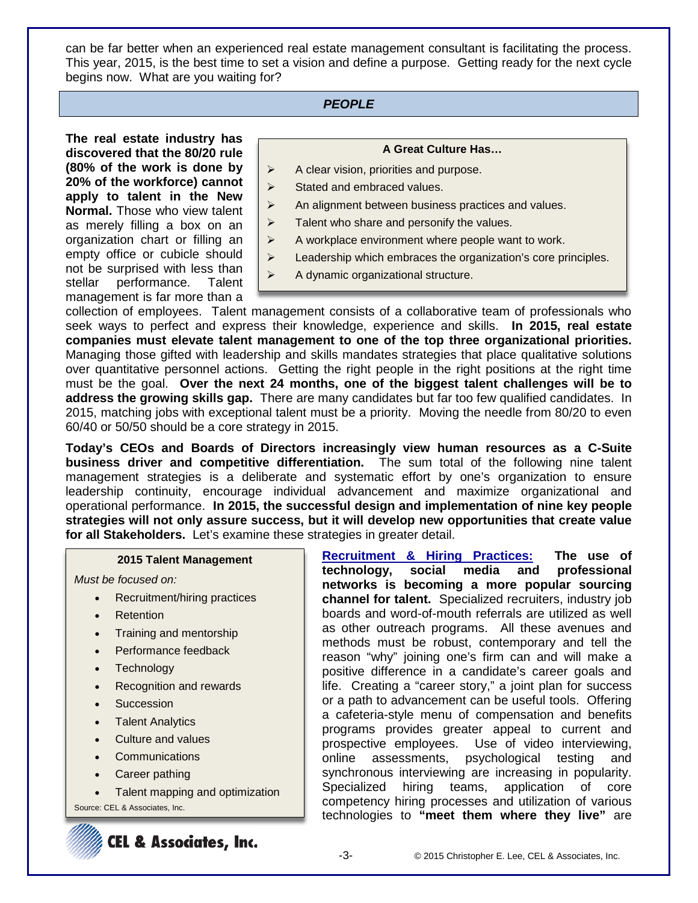can be far better when an experienced real estate management consultant is facilitating the process. This year, 2015, is the best time to set a vision and define a purpose. Getting ready for the next cycle begins now. What are you waiting for?

## *PEOPLE*

**The real estate industry has discovered that the 80/20 rule (80% of the work is done by 20% of the workforce) cannot apply to talent in the New Normal.** Those who view talent as merely filling a box on an organization chart or filling an empty office or cubicle should not be surprised with less than stellar performance. Talent management is far more than a collection of employees. Talent management consists of a collaborative team of professionals who seek ways to perfect and express their knowledge, experience and skills. **In 2015, real estate companies must elevate talent management to one of the top three organizational priorities.** Managing those gifted with leadership and skills mandates strategies that place qualitative solutions over quantitative personnel actions. Getting the right people in the right positions at the right time must be the goal. **Over the next 24 months, one of the biggest talent challenges will be to address the growing skills gap.** There are many candidates but far too few qualified candidates. In 2015, matching jobs with exceptional talent must be a priority. Moving the needle from 80/20 to even 60/40 or 50/50 should be a core strategy in 2015.

**A Great Culture Has…**

- A clear vision, priorities and purpose.
- Stated and embraced values.
- An alignment between business practices and values.
- Talent who share and personify the values.
- A workplace environment where people want to work.
- Leadership which embraces the organization's core principles.
- A dynamic organizational structure.

**Today's CEOs and Boards of Directors increasingly view human resources as a C-Suite business driver and competitive differentiation.** The sum total of the following nine talent management strategies is a deliberate and systematic effort by one's organization to ensure leadership continuity, encourage individual advancement and maximize organizational and operational performance. **In 2015, the successful design and implementation of nine key people strategies will not only assure success, but it will develop new opportunities that create value for all Stakeholders.** Let's examine these strategies in greater detail.

**2015 Talent Management**

*Must be focused on:*

- Recruitment/hiring practices
- Retention
- Training and mentorship
- Performance feedback
- Technology
- Recognition and rewards
- Succession
- Talent Analytics
- Culture and values
- Communications
- Career pathing
- Talent mapping and optimization

Source: CEL & Associates, Inc.

**Recruitment & Hiring Practices:** **The use of technology, social media and professional networks is becoming a more popular sourcing channel for talent.** Specialized recruiters, industry job boards and word-of-mouth referrals are utilized as well as other outreach programs. All these avenues and methods must be robust, contemporary and tell the reason "why" joining one's firm can and will make a positive difference in a candidate's career goals and life. Creating a "career story," a joint plan for success or a path to advancement can be useful tools. Offering a cafeteria-style menu of compensation and benefits programs provides greater appeal to current and prospective employees. Use of video interviewing, online assessments, psychological testing and synchronous interviewing are increasing in popularity. Specialized hiring teams, application of core competency hiring processes and utilization of various technologies to **"meet them where they live"** are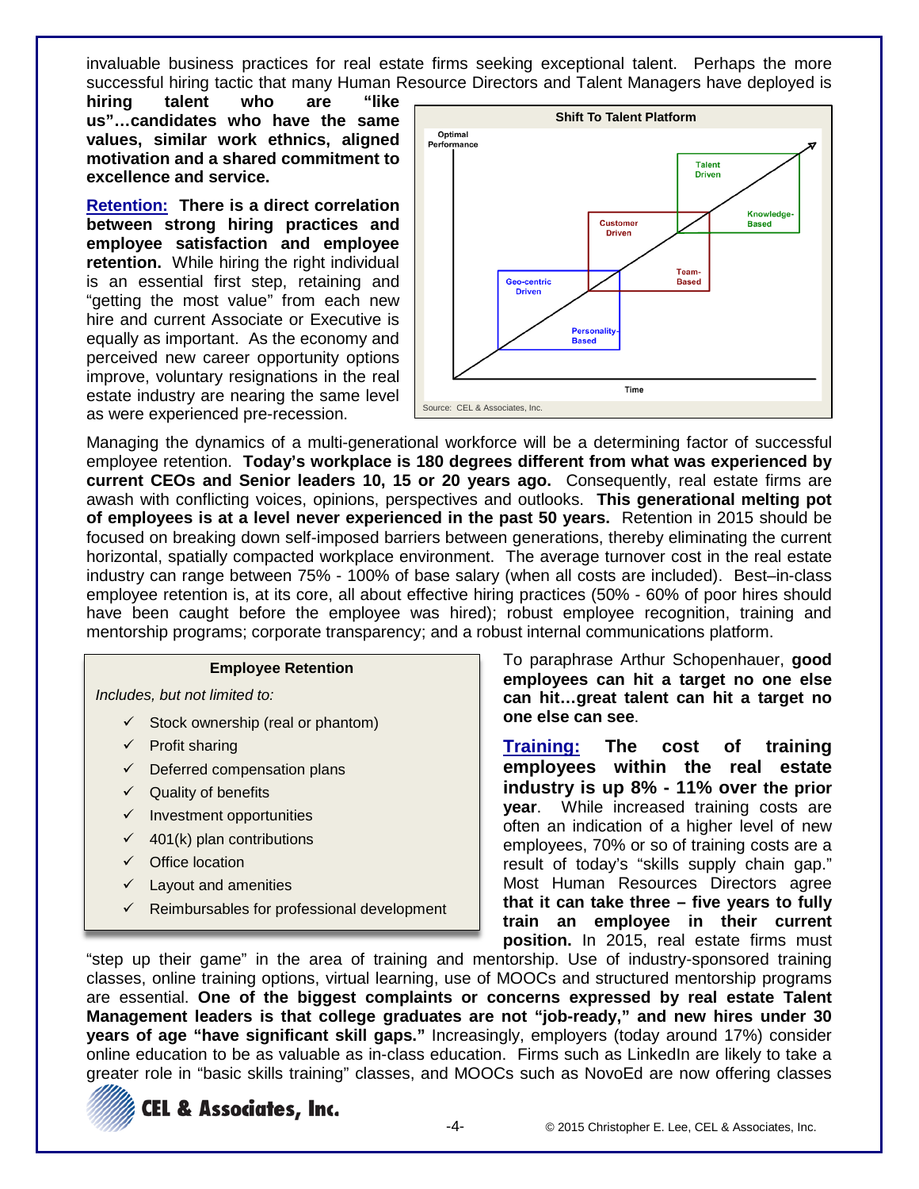invaluable business practices for real estate firms seeking exceptional talent. Perhaps the more successful hiring tactic that many Human Resource Directors and Talent Managers have deployed is **hiring talent who are "like us"…candidates who have the same values, similar work ethnics, aligned motivation and a shared commitment to excellence and service.**

**Shift To Talent Platform**

Optimal Performance

Geo-centric Driven | Personality-Based | Customer Driven | Team-Based | Talent Driven | Knowledge-Based

Time

Source: CEL & Associates, Inc.

**Retention: There is a direct correlation between strong hiring practices and employee satisfaction and employee retention.** While hiring the right individual is an essential first step, retaining and "getting the most value" from each new hire and current Associate or Executive is equally as important. As the economy and perceived new career opportunity options improve, voluntary resignations in the real estate industry are nearing the same level as were experienced pre-recession.

Managing the dynamics of a multi-generational workforce will be a determining factor of successful employee retention. **Today's workplace is 180 degrees different from what was experienced by current CEOs and Senior leaders 10, 15 or 20 years ago.** Consequently, real estate firms are awash with conflicting voices, opinions, perspectives and outlooks. **This generational melting pot of employees is at a level never experienced in the past 50 years.** Retention in 2015 should be focused on breaking down self-imposed barriers between generations, thereby eliminating the current horizontal, spatially compacted workplace environment. The average turnover cost in the real estate industry can range between 75% - 100% of base salary (when all costs are included). Best–in-class employee retention is, at its core, all about effective hiring practices (50% - 60% of poor hires should have been caught before the employee was hired); robust employee recognition, training and mentorship programs; corporate transparency; and a robust internal communications platform.

**Employee Retention**

*Includes, but not limited to:*

- ✓ Stock ownership (real or phantom)
- ✓ Profit sharing
- ✓ Deferred compensation plans
- ✓ Quality of benefits
- ✓ Investment opportunities
- ✓ 401(k) plan contributions
- ✓ Office location
- ✓ Layout and amenities
- ✓ Reimbursables for professional development

To paraphrase Arthur Schopenhauer, **good employees can hit a target no one else can hit…great talent can hit a target no one else can see**.

**Training: The cost of training employees within the real estate industry is up 8% - 11% over the prior year**. While increased training costs are often an indication of a higher level of new employees, 70% or so of training costs are a result of today's "skills supply chain gap." Most Human Resources Directors agree **that it can take three – five years to fully train an employee in their current position.** In 2015, real estate firms must "step up their game" in the area of training and mentorship. Use of industry-sponsored training classes, online training options, virtual learning, use of MOOCs and structured mentorship programs are essential. **One of the biggest complaints or concerns expressed by real estate Talent Management leaders is that college graduates are not "job-ready," and new hires under 30 years of age "have significant skill gaps."** Increasingly, employers (today around 17%) consider online education to be as valuable as in-class education. Firms such as LinkedIn are likely to take a greater role in "basic skills training" classes, and MOOCs such as NovoEd are now offering classes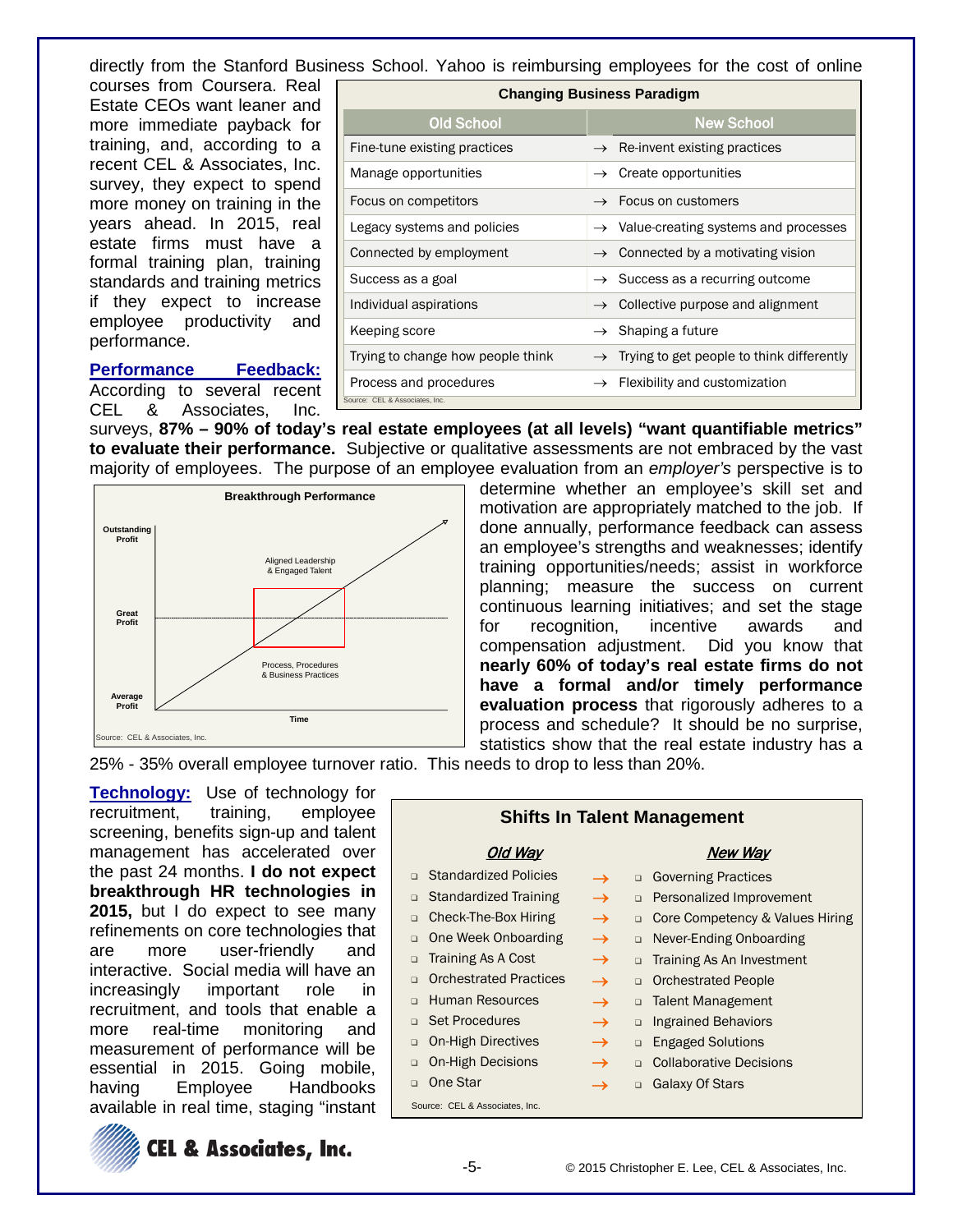directly from the Stanford Business School. Yahoo is reimbursing employees for the cost of online courses from Coursera. Real Estate CEOs want leaner and more immediate payback for training, and, according to a recent CEL & Associates, Inc. survey, they expect to spend more money on training in the years ahead. In 2015, real estate firms must have a formal training plan, training standards and training metrics if they expect to increase employee productivity and performance.

**Changing Business Paradigm**

| Old School | | New School |
|---|---|---|
| Fine-tune existing practices | → | Re-invent existing practices |
| Manage opportunities | → | Create opportunities |
| Focus on competitors | → | Focus on customers |
| Legacy systems and policies | → | Value-creating systems and processes |
| Connected by employment | → | Connected by a motivating vision |
| Success as a goal | → | Success as a recurring outcome |
| Individual aspirations | → | Collective purpose and alignment |
| Keeping score | → | Shaping a future |
| Trying to change how people think | → | Trying to get people to think differently |
| Process and procedures | → | Flexibility and customization |

Source: CEL & Associates, Inc.

**Performance Feedback:** According to several recent CEL & Associates, Inc. surveys, **87% – 90% of today's real estate employees (at all levels) "want quantifiable metrics" to evaluate their performance.** Subjective or qualitative assessments are not embraced by the vast majority of employees. The purpose of an employee evaluation from an *employer's* perspective is to determine whether an employee's skill set and motivation are appropriately matched to the job. If done annually, performance feedback can assess an employee's strengths and weaknesses; identify training opportunities/needs; assist in workforce planning; measure the success on current continuous learning initiatives; and set the stage for recognition, incentive awards and compensation adjustment. Did you know that **nearly 60% of today's real estate firms do not have a formal and/or timely performance evaluation process** that rigorously adheres to a process and schedule? It should be no surprise, statistics show that the real estate industry has a 25% - 35% overall employee turnover ratio. This needs to drop to less than 20%.

**Breakthrough Performance**

Outstanding Profit
Great Profit
Average Profit
Aligned Leadership & Engaged Talent
Process, Procedures & Business Practices
Time

Source: CEL & Associates, Inc.

**Technology:** Use of technology for recruitment, training, employee screening, benefits sign-up and talent management has accelerated over the past 24 months. **I do not expect breakthrough HR technologies in 2015,** but I do expect to see many refinements on core technologies that are more user-friendly and interactive. Social media will have an increasingly important role in recruitment, and tools that enable a more real-time monitoring and measurement of performance will be essential in 2015. Going mobile, having Employee Handbooks available in real time, staging "instant

**Shifts In Talent Management**

| *Old Way* | | *New Way* |
|---|---|---|
| Standardized Policies | → | Governing Practices |
| Standardized Training | → | Personalized Improvement |
| Check-The-Box Hiring | → | Core Competency & Values Hiring |
| One Week Onboarding | → | Never-Ending Onboarding |
| Training As A Cost | → | Training As An Investment |
| Orchestrated Practices | → | Orchestrated People |
| Human Resources | → | Talent Management |
| Set Procedures | → | Ingrained Behaviors |
| On-High Directives | → | Engaged Solutions |
| On-High Decisions | → | Collaborative Decisions |
| One Star | → | Galaxy Of Stars |

Source: CEL & Associates, Inc.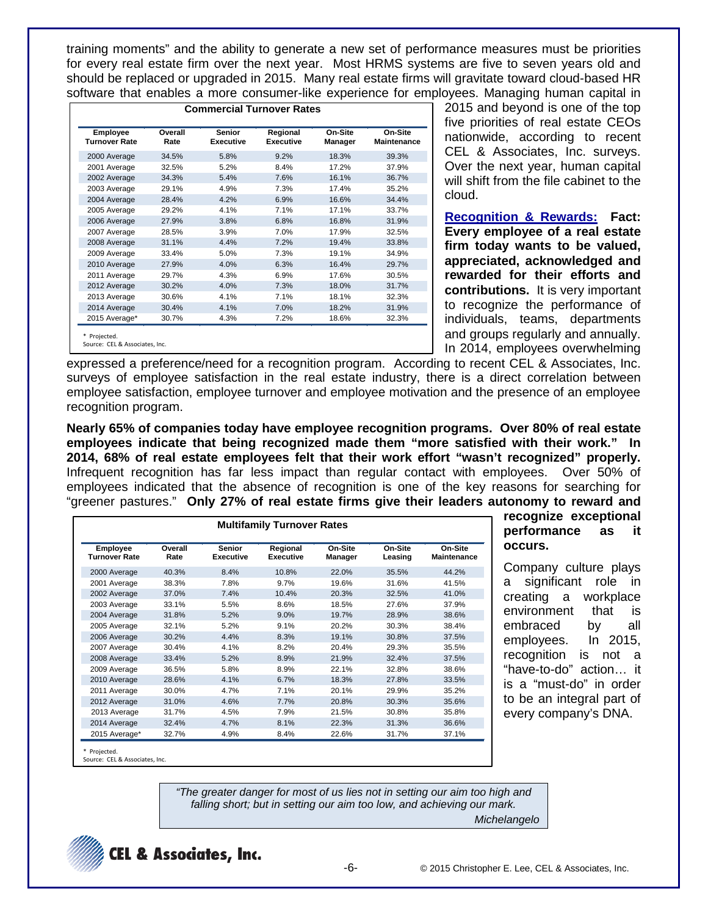training moments" and the ability to generate a new set of performance measures must be priorities for every real estate firm over the next year. Most HRMS systems are five to seven years old and should be replaced or upgraded in 2015. Many real estate firms will gravitate toward cloud-based HR software that enables a more consumer-like experience for employees. Managing human capital in 2015 and beyond is one of the top five priorities of real estate CEOs nationwide, according to recent CEL & Associates, Inc. surveys. Over the next year, human capital will shift from the file cabinet to the cloud.

**Commercial Turnover Rates**

| Employee Turnover Rate | Overall Rate | Senior Executive | Regional Executive | On-Site Manager | On-Site Maintenance |
|---|---|---|---|---|---|
| 2000 Average | 34.5% | 5.8% | 9.2% | 18.3% | 39.3% |
| 2001 Average | 32.5% | 5.2% | 8.4% | 17.2% | 37.9% |
| 2002 Average | 34.3% | 5.4% | 7.6% | 16.1% | 36.7% |
| 2003 Average | 29.1% | 4.9% | 7.3% | 17.4% | 35.2% |
| 2004 Average | 28.4% | 4.2% | 6.9% | 16.6% | 34.4% |
| 2005 Average | 29.2% | 4.1% | 7.1% | 17.1% | 33.7% |
| 2006 Average | 27.9% | 3.8% | 6.8% | 16.8% | 31.9% |
| 2007 Average | 28.5% | 3.9% | 7.0% | 17.9% | 32.5% |
| 2008 Average | 31.1% | 4.4% | 7.2% | 19.4% | 33.8% |
| 2009 Average | 33.4% | 5.0% | 7.3% | 19.1% | 34.9% |
| 2010 Average | 27.9% | 4.0% | 6.3% | 16.4% | 29.7% |
| 2011 Average | 29.7% | 4.3% | 6.9% | 17.6% | 30.5% |
| 2012 Average | 30.2% | 4.0% | 7.3% | 18.0% | 31.7% |
| 2013 Average | 30.6% | 4.1% | 7.1% | 18.1% | 32.3% |
| 2014 Average | 30.4% | 4.1% | 7.0% | 18.2% | 31.9% |
| 2015 Average* | 30.7% | 4.3% | 7.2% | 18.6% | 32.3% |

\* Projected.
Source: CEL & Associates, Inc.

**Recognition & Rewards:** **Fact: Every employee of a real estate firm today wants to be valued, appreciated, acknowledged and rewarded for their efforts and contributions.** It is very important to recognize the performance of individuals, teams, departments and groups regularly and annually. In 2014, employees overwhelming expressed a preference/need for a recognition program. According to recent CEL & Associates, Inc. surveys of employee satisfaction in the real estate industry, there is a direct correlation between employee satisfaction, employee turnover and employee motivation and the presence of an employee recognition program.

**Nearly 65% of companies today have employee recognition programs. Over 80% of real estate employees indicate that being recognized made them "more satisfied with their work." In 2014, 68% of real estate employees felt that their work effort "wasn't recognized" properly.** Infrequent recognition has far less impact than regular contact with employees. Over 50% of employees indicated that the absence of recognition is one of the key reasons for searching for "greener pastures." **Only 27% of real estate firms give their leaders autonomy to reward and recognize exceptional performance as it occurs.**

Company culture plays a significant role in creating a workplace environment that is embraced by all employees. In 2015, recognition is not a "have-to-do" action… it is a "must-do" in order to be an integral part of every company's DNA.

**Multifamily Turnover Rates**

| Employee Turnover Rate | Overall Rate | Senior Executive | Regional Executive | On-Site Manager | On-Site Leasing | On-Site Maintenance |
|---|---|---|---|---|---|---|
| 2000 Average | 40.3% | 8.4% | 10.8% | 22.0% | 35.5% | 44.2% |
| 2001 Average | 38.3% | 7.8% | 9.7% | 19.6% | 31.6% | 41.5% |
| 2002 Average | 37.0% | 7.4% | 10.4% | 20.3% | 32.5% | 41.0% |
| 2003 Average | 33.1% | 5.5% | 8.6% | 18.5% | 27.6% | 37.9% |
| 2004 Average | 31.8% | 5.2% | 9.0% | 19.7% | 28.9% | 38.6% |
| 2005 Average | 32.1% | 5.2% | 9.1% | 20.2% | 30.3% | 38.4% |
| 2006 Average | 30.2% | 4.4% | 8.3% | 19.1% | 30.8% | 37.5% |
| 2007 Average | 30.4% | 4.1% | 8.2% | 20.4% | 29.3% | 35.5% |
| 2008 Average | 33.4% | 5.2% | 8.9% | 21.9% | 32.4% | 37.5% |
| 2009 Average | 36.5% | 5.8% | 8.9% | 22.1% | 32.8% | 38.6% |
| 2010 Average | 28.6% | 4.1% | 6.7% | 18.3% | 27.8% | 33.5% |
| 2011 Average | 30.0% | 4.7% | 7.1% | 20.1% | 29.9% | 35.2% |
| 2012 Average | 31.0% | 4.6% | 7.7% | 20.8% | 30.3% | 35.6% |
| 2013 Average | 31.7% | 4.5% | 7.9% | 21.5% | 30.8% | 35.8% |
| 2014 Average | 32.4% | 4.7% | 8.1% | 22.3% | 31.3% | 36.6% |
| 2015 Average* | 32.7% | 4.9% | 8.4% | 22.6% | 31.7% | 37.1% |

\* Projected.
Source: CEL & Associates, Inc.

> *"The greater danger for most of us lies not in setting our aim too high and falling short; but in setting our aim too low, and achieving our mark.*
> *Michelangelo*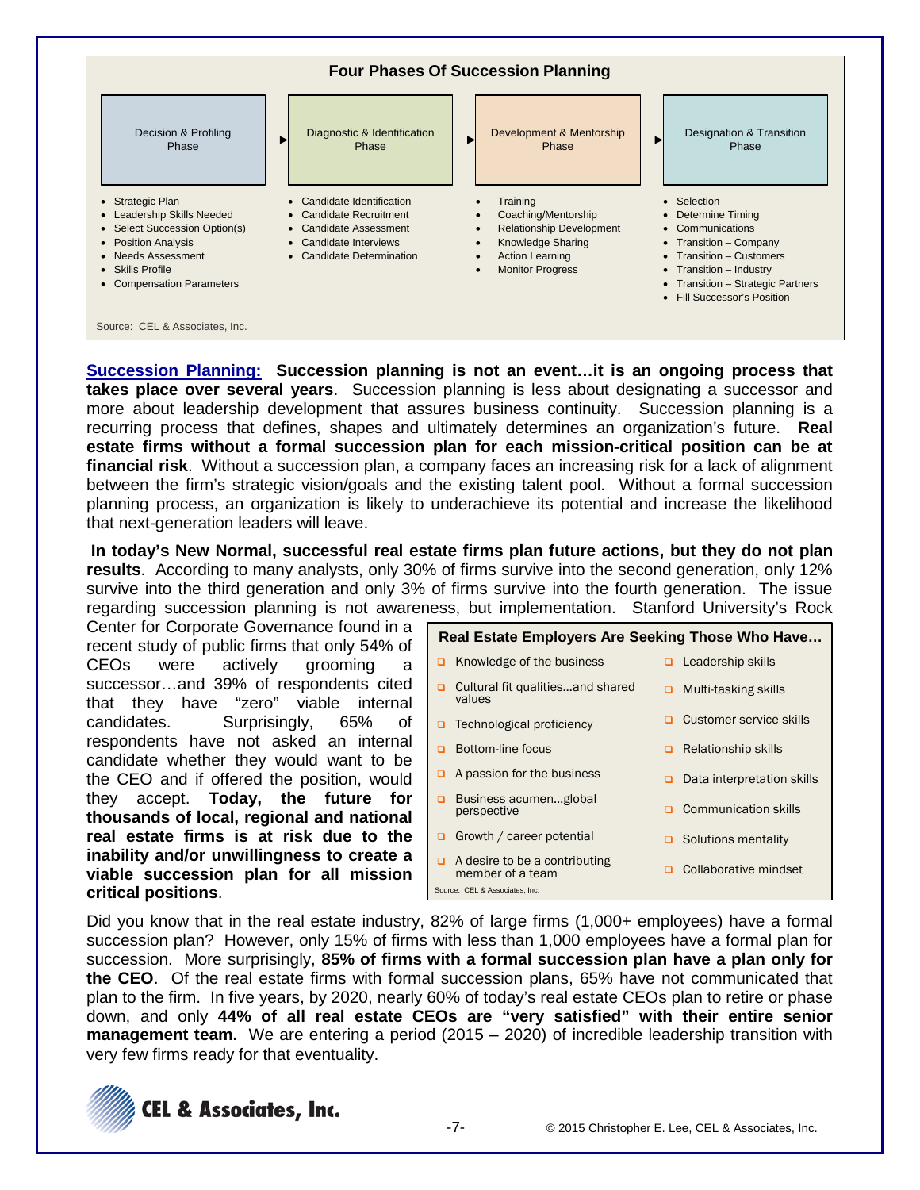**Four Phases Of Succession Planning**

| Decision & Profiling Phase | Diagnostic & Identification Phase | Development & Mentorship Phase | Designation & Transition Phase |
|---|---|---|---|
| • Strategic Plan<br>• Leadership Skills Needed<br>• Select Succession Option(s)<br>• Position Analysis<br>• Needs Assessment<br>• Skills Profile<br>• Compensation Parameters | • Candidate Identification<br>• Candidate Recruitment<br>• Candidate Assessment<br>• Candidate Interviews<br>• Candidate Determination | • Training<br>• Coaching/Mentorship<br>• Relationship Development<br>• Knowledge Sharing<br>• Action Learning<br>• Monitor Progress | • Selection<br>• Determine Timing<br>• Communications<br>• Transition – Company<br>• Transition – Customers<br>• Transition – Industry<br>• Transition – Strategic Partners<br>• Fill Successor's Position |

Source: CEL & Associates, Inc.

**Succession Planning:** **Succession planning is not an event…it is an ongoing process that takes place over several years**. Succession planning is less about designating a successor and more about leadership development that assures business continuity. Succession planning is a recurring process that defines, shapes and ultimately determines an organization's future. **Real estate firms without a formal succession plan for each mission-critical position can be at financial risk**. Without a succession plan, a company faces an increasing risk for a lack of alignment between the firm's strategic vision/goals and the existing talent pool. Without a formal succession planning process, an organization is likely to underachieve its potential and increase the likelihood that next-generation leaders will leave.

**In today's New Normal, successful real estate firms plan future actions, but they do not plan results**. According to many analysts, only 30% of firms survive into the second generation, only 12% survive into the third generation and only 3% of firms survive into the fourth generation. The issue regarding succession planning is not awareness, but implementation. Stanford University's Rock Center for Corporate Governance found in a recent study of public firms that only 54% of CEOs were actively grooming a successor…and 39% of respondents cited that they have "zero" viable internal candidates. Surprisingly, 65% of respondents have not asked an internal candidate whether they would want to be the CEO and if offered the position, would they accept. **Today, the future for thousands of local, regional and national real estate firms is at risk due to the inability and/or unwillingness to create a viable succession plan for all mission critical positions**.

**Real Estate Employers Are Seeking Those Who Have…**

| | |
|---|---|
| Knowledge of the business | Leadership skills |
| Cultural fit qualities…and shared values | Multi-tasking skills |
| Technological proficiency | Customer service skills |
| Bottom-line focus | Relationship skills |
| A passion for the business | Data interpretation skills |
| Business acumen…global perspective | Communication skills |
| Growth / career potential | Solutions mentality |
| A desire to be a contributing member of a team | Collaborative mindset |

Source: CEL & Associates, Inc.

Did you know that in the real estate industry, 82% of large firms (1,000+ employees) have a formal succession plan? However, only 15% of firms with less than 1,000 employees have a formal plan for succession. More surprisingly, **85% of firms with a formal succession plan have a plan only for the CEO**. Of the real estate firms with formal succession plans, 65% have not communicated that plan to the firm. In five years, by 2020, nearly 60% of today's real estate CEOs plan to retire or phase down, and only **44% of all real estate CEOs are "very satisfied" with their entire senior management team.** We are entering a period (2015 – 2020) of incredible leadership transition with very few firms ready for that eventuality.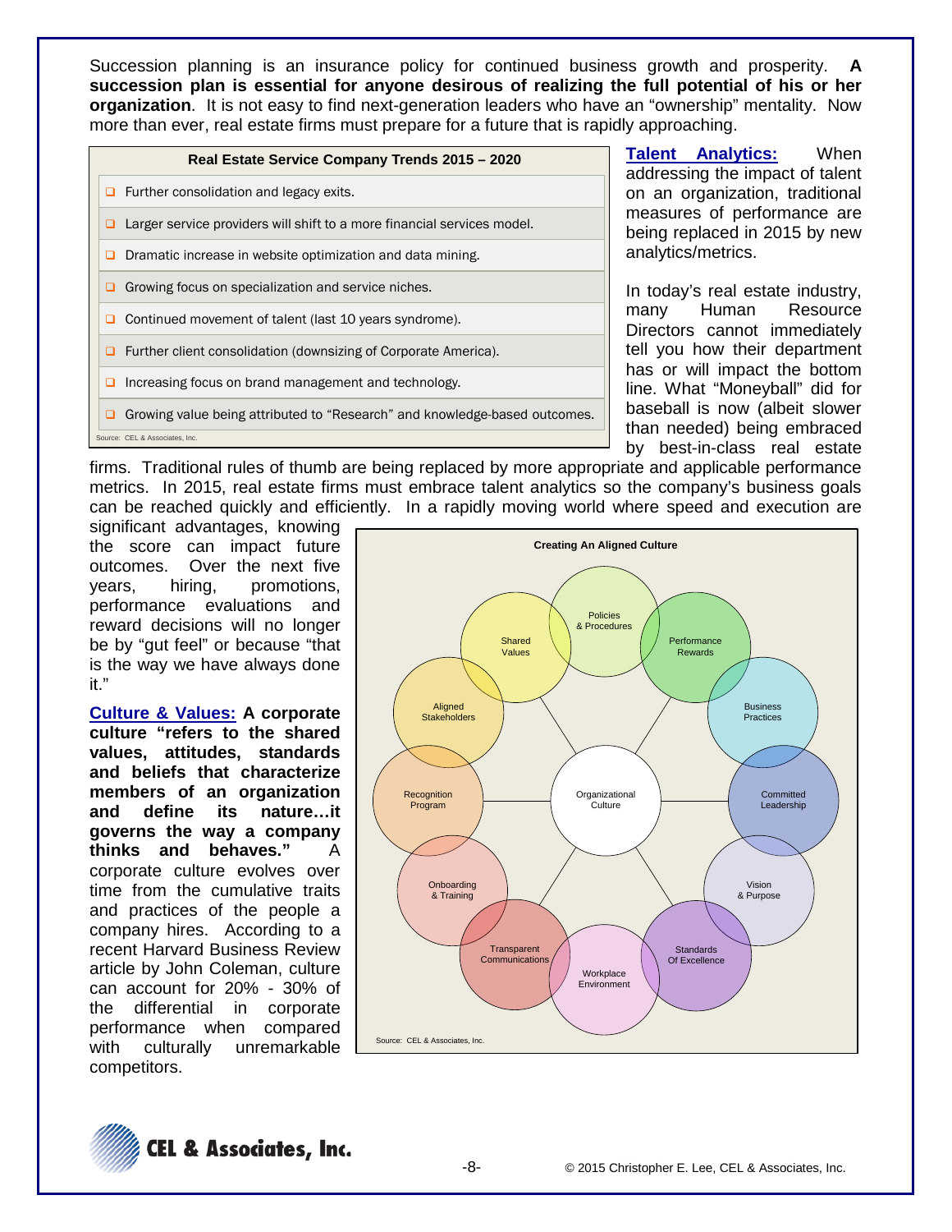Succession planning is an insurance policy for continued business growth and prosperity. **A succession plan is essential for anyone desirous of realizing the full potential of his or her organization**. It is not easy to find next-generation leaders who have an "ownership" mentality. Now more than ever, real estate firms must prepare for a future that is rapidly approaching.

| Real Estate Service Company Trends 2015 – 2020 |
|---|
| ❑ Further consolidation and legacy exits. |
| ❑ Larger service providers will shift to a more financial services model. |
| ❑ Dramatic increase in website optimization and data mining. |
| ❑ Growing focus on specialization and service niches. |
| ❑ Continued movement of talent (last 10 years syndrome). |
| ❑ Further client consolidation (downsizing of Corporate America). |
| ❑ Increasing focus on brand management and technology. |
| ❑ Growing value being attributed to "Research" and knowledge-based outcomes. |

Source: CEL & Associates, Inc.

**Talent Analytics:** When addressing the impact of talent on an organization, traditional measures of performance are being replaced in 2015 by new analytics/metrics.

In today's real estate industry, many Human Resource Directors cannot immediately tell you how their department has or will impact the bottom line. What "Moneyball" did for baseball is now (albeit slower than needed) being embraced by best-in-class real estate firms. Traditional rules of thumb are being replaced by more appropriate and applicable performance metrics. In 2015, real estate firms must embrace talent analytics so the company's business goals can be reached quickly and efficiently. In a rapidly moving world where speed and execution are significant advantages, knowing the score can impact future outcomes. Over the next five years, hiring, promotions, performance evaluations and reward decisions will no longer be by "gut feel" or because "that is the way we have always done it."

**Culture & Values:** **A corporate culture "refers to the shared values, attitudes, standards and beliefs that characterize members of an organization and define its nature…it governs the way a company thinks and behaves."** A corporate culture evolves over time from the cumulative traits and practices of the people a company hires. According to a recent Harvard Business Review article by John Coleman, culture can account for 20% - 30% of the differential in corporate performance when compared with culturally unremarkable competitors.

**Creating An Aligned Culture**

Organizational Culture, surrounded by: Policies & Procedures; Performance Rewards; Business Practices; Committed Leadership; Vision & Purpose; Standards Of Excellence; Workplace Environment; Transparent Communications; Onboarding & Training; Recognition Program; Aligned Stakeholders; Shared Values

Source: CEL & Associates, Inc.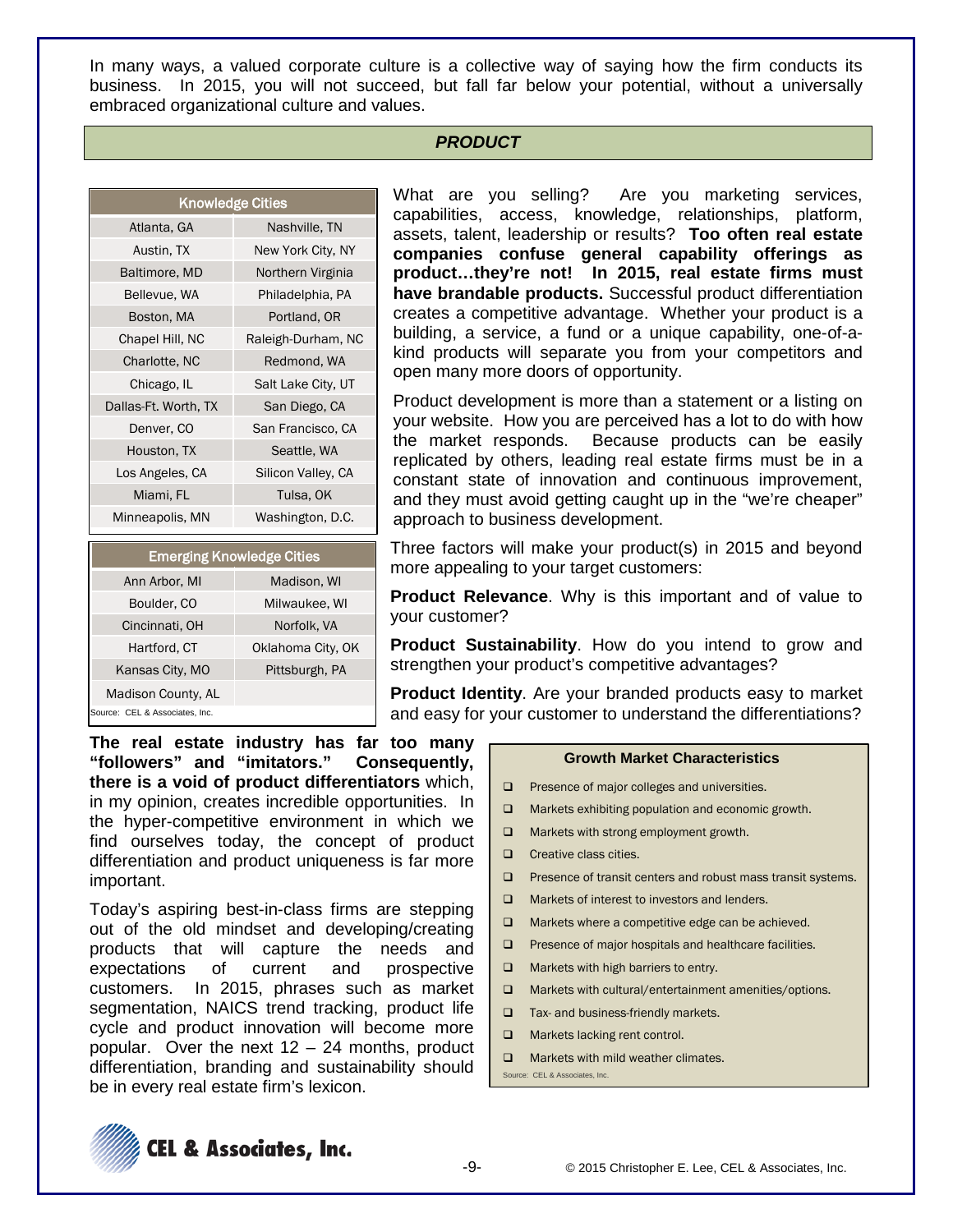In many ways, a valued corporate culture is a collective way of saying how the firm conducts its business. In 2015, you will not succeed, but fall far below your potential, without a universally embraced organizational culture and values.

## *PRODUCT*

| Knowledge Cities | |
|---|---|
| Atlanta, GA | Nashville, TN |
| Austin, TX | New York City, NY |
| Baltimore, MD | Northern Virginia |
| Bellevue, WA | Philadelphia, PA |
| Boston, MA | Portland, OR |
| Chapel Hill, NC | Raleigh-Durham, NC |
| Charlotte, NC | Redmond, WA |
| Chicago, IL | Salt Lake City, UT |
| Dallas-Ft. Worth, TX | San Diego, CA |
| Denver, CO | San Francisco, CA |
| Houston, TX | Seattle, WA |
| Los Angeles, CA | Silicon Valley, CA |
| Miami, FL | Tulsa, OK |
| Minneapolis, MN | Washington, D.C. |

| Emerging Knowledge Cities | |
|---|---|
| Ann Arbor, MI | Madison, WI |
| Boulder, CO | Milwaukee, WI |
| Cincinnati, OH | Norfolk, VA |
| Hartford, CT | Oklahoma City, OK |
| Kansas City, MO | Pittsburgh, PA |
| Madison County, AL | |

Source: CEL & Associates, Inc.

What are you selling? Are you marketing services, capabilities, access, knowledge, relationships, platform, assets, talent, leadership or results? **Too often real estate companies confuse general capability offerings as product…they're not! In 2015, real estate firms must have brandable products.** Successful product differentiation creates a competitive advantage. Whether your product is a building, a service, a fund or a unique capability, one-of-a-kind products will separate you from your competitors and open many more doors of opportunity.

Product development is more than a statement or a listing on your website. How you are perceived has a lot to do with how the market responds. Because products can be easily replicated by others, leading real estate firms must be in a constant state of innovation and continuous improvement, and they must avoid getting caught up in the "we're cheaper" approach to business development.

Three factors will make your product(s) in 2015 and beyond more appealing to your target customers:

**Product Relevance**. Why is this important and of value to your customer?

**Product Sustainability**. How do you intend to grow and strengthen your product's competitive advantages?

**Product Identity**. Are your branded products easy to market and easy for your customer to understand the differentiations?

**The real estate industry has far too many "followers" and "imitators." Consequently, there is a void of product differentiators** which, in my opinion, creates incredible opportunities. In the hyper-competitive environment in which we find ourselves today, the concept of product differentiation and product uniqueness is far more important.

Today's aspiring best-in-class firms are stepping out of the old mindset and developing/creating products that will capture the needs and expectations of current and prospective customers. In 2015, phrases such as market segmentation, NAICS trend tracking, product life cycle and product innovation will become more popular. Over the next 12 – 24 months, product differentiation, branding and sustainability should be in every real estate firm's lexicon.

**Growth Market Characteristics**

- Presence of major colleges and universities.
- Markets exhibiting population and economic growth.
- Markets with strong employment growth.
- Creative class cities.
- Presence of transit centers and robust mass transit systems.
- Markets of interest to investors and lenders.
- Markets where a competitive edge can be achieved.
- Presence of major hospitals and healthcare facilities.
- Markets with high barriers to entry.
- Markets with cultural/entertainment amenities/options.
- Tax- and business-friendly markets.
- Markets lacking rent control.
- Markets with mild weather climates.

Source: CEL & Associates, Inc.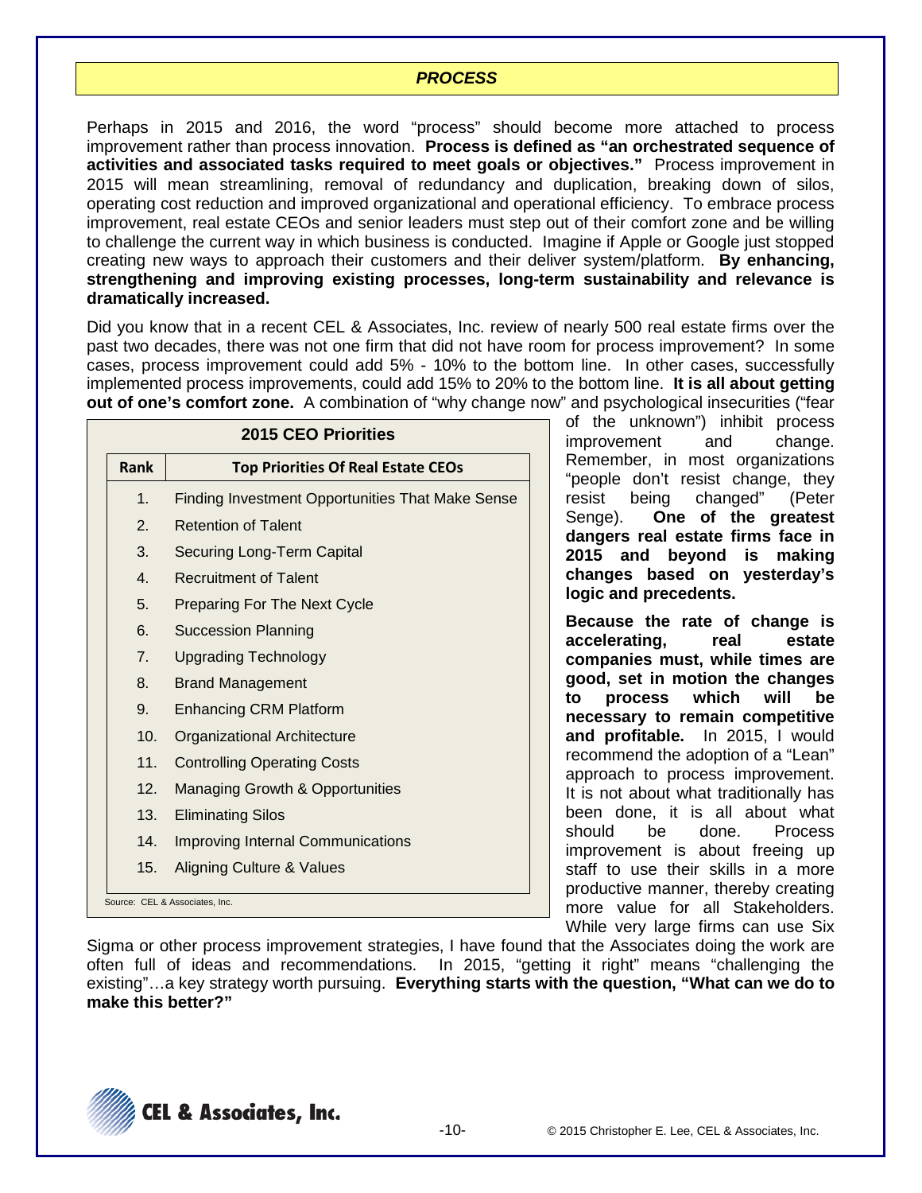## *PROCESS*

Perhaps in 2015 and 2016, the word "process" should become more attached to process improvement rather than process innovation. **Process is defined as "an orchestrated sequence of activities and associated tasks required to meet goals or objectives."** Process improvement in 2015 will mean streamlining, removal of redundancy and duplication, breaking down of silos, operating cost reduction and improved organizational and operational efficiency. To embrace process improvement, real estate CEOs and senior leaders must step out of their comfort zone and be willing to challenge the current way in which business is conducted. Imagine if Apple or Google just stopped creating new ways to approach their customers and their deliver system/platform. **By enhancing, strengthening and improving existing processes, long-term sustainability and relevance is dramatically increased.**

Did you know that in a recent CEL & Associates, Inc. review of nearly 500 real estate firms over the past two decades, there was not one firm that did not have room for process improvement? In some cases, process improvement could add 5% - 10% to the bottom line. In other cases, successfully implemented process improvements, could add 15% to 20% to the bottom line. **It is all about getting out of one's comfort zone.** A combination of "why change now" and psychological insecurities ("fear of the unknown") inhibit process improvement and change. Remember, in most organizations "people don't resist change, they resist being changed" (Peter Senge). **One of the greatest dangers real estate firms face in 2015 and beyond is making changes based on yesterday's logic and precedents.**

**2015 CEO Priorities**

| Rank | Top Priorities Of Real Estate CEOs |
|---|---|
| 1. | Finding Investment Opportunities That Make Sense |
| 2. | Retention of Talent |
| 3. | Securing Long-Term Capital |
| 4. | Recruitment of Talent |
| 5. | Preparing For The Next Cycle |
| 6. | Succession Planning |
| 7. | Upgrading Technology |
| 8. | Brand Management |
| 9. | Enhancing CRM Platform |
| 10. | Organizational Architecture |
| 11. | Controlling Operating Costs |
| 12. | Managing Growth & Opportunities |
| 13. | Eliminating Silos |
| 14. | Improving Internal Communications |
| 15. | Aligning Culture & Values |

Source: CEL & Associates, Inc.

**Because the rate of change is accelerating, real estate companies must, while times are good, set in motion the changes to process which will be necessary to remain competitive and profitable.** In 2015, I would recommend the adoption of a "Lean" approach to process improvement. It is not about what traditionally has been done, it is all about what should be done. Process improvement is about freeing up staff to use their skills in a more productive manner, thereby creating more value for all Stakeholders. While very large firms can use Six Sigma or other process improvement strategies, I have found that the Associates doing the work are often full of ideas and recommendations. In 2015, "getting it right" means "challenging the existing"…a key strategy worth pursuing. **Everything starts with the question, "What can we do to make this better?"**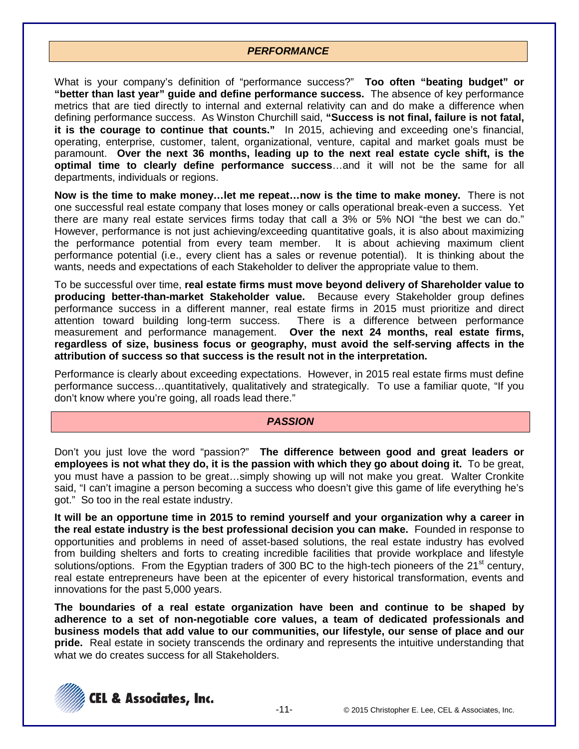## *PERFORMANCE*

What is your company's definition of "performance success?" **Too often "beating budget" or "better than last year" guide and define performance success.** The absence of key performance metrics that are tied directly to internal and external relativity can and do make a difference when defining performance success. As Winston Churchill said, **"Success is not final, failure is not fatal, it is the courage to continue that counts."** In 2015, achieving and exceeding one's financial, operating, enterprise, customer, talent, organizational, venture, capital and market goals must be paramount. **Over the next 36 months, leading up to the next real estate cycle shift, is the optimal time to clearly define performance success**…and it will not be the same for all departments, individuals or regions.

**Now is the time to make money…let me repeat…now is the time to make money.** There is not one successful real estate company that loses money or calls operational break-even a success. Yet there are many real estate services firms today that call a 3% or 5% NOI "the best we can do." However, performance is not just achieving/exceeding quantitative goals, it is also about maximizing the performance potential from every team member. It is about achieving maximum client performance potential (i.e., every client has a sales or revenue potential). It is thinking about the wants, needs and expectations of each Stakeholder to deliver the appropriate value to them.

To be successful over time, **real estate firms must move beyond delivery of Shareholder value to producing better-than-market Stakeholder value.** Because every Stakeholder group defines performance success in a different manner, real estate firms in 2015 must prioritize and direct attention toward building long-term success. There is a difference between performance measurement and performance management. **Over the next 24 months, real estate firms, regardless of size, business focus or geography, must avoid the self-serving affects in the attribution of success so that success is the result not in the interpretation.**

Performance is clearly about exceeding expectations. However, in 2015 real estate firms must define performance success…quantitatively, qualitatively and strategically. To use a familiar quote, "If you don't know where you're going, all roads lead there."

## *PASSION*

Don't you just love the word "passion?" **The difference between good and great leaders or employees is not what they do, it is the passion with which they go about doing it.** To be great, you must have a passion to be great…simply showing up will not make you great. Walter Cronkite said, "I can't imagine a person becoming a success who doesn't give this game of life everything he's got." So too in the real estate industry.

**It will be an opportune time in 2015 to remind yourself and your organization why a career in the real estate industry is the best professional decision you can make.** Founded in response to opportunities and problems in need of asset-based solutions, the real estate industry has evolved from building shelters and forts to creating incredible facilities that provide workplace and lifestyle solutions/options. From the Egyptian traders of 300 BC to the high-tech pioneers of the 21st century, real estate entrepreneurs have been at the epicenter of every historical transformation, events and innovations for the past 5,000 years.

**The boundaries of a real estate organization have been and continue to be shaped by adherence to a set of non-negotiable core values, a team of dedicated professionals and business models that add value to our communities, our lifestyle, our sense of place and our pride.** Real estate in society transcends the ordinary and represents the intuitive understanding that what we do creates success for all Stakeholders.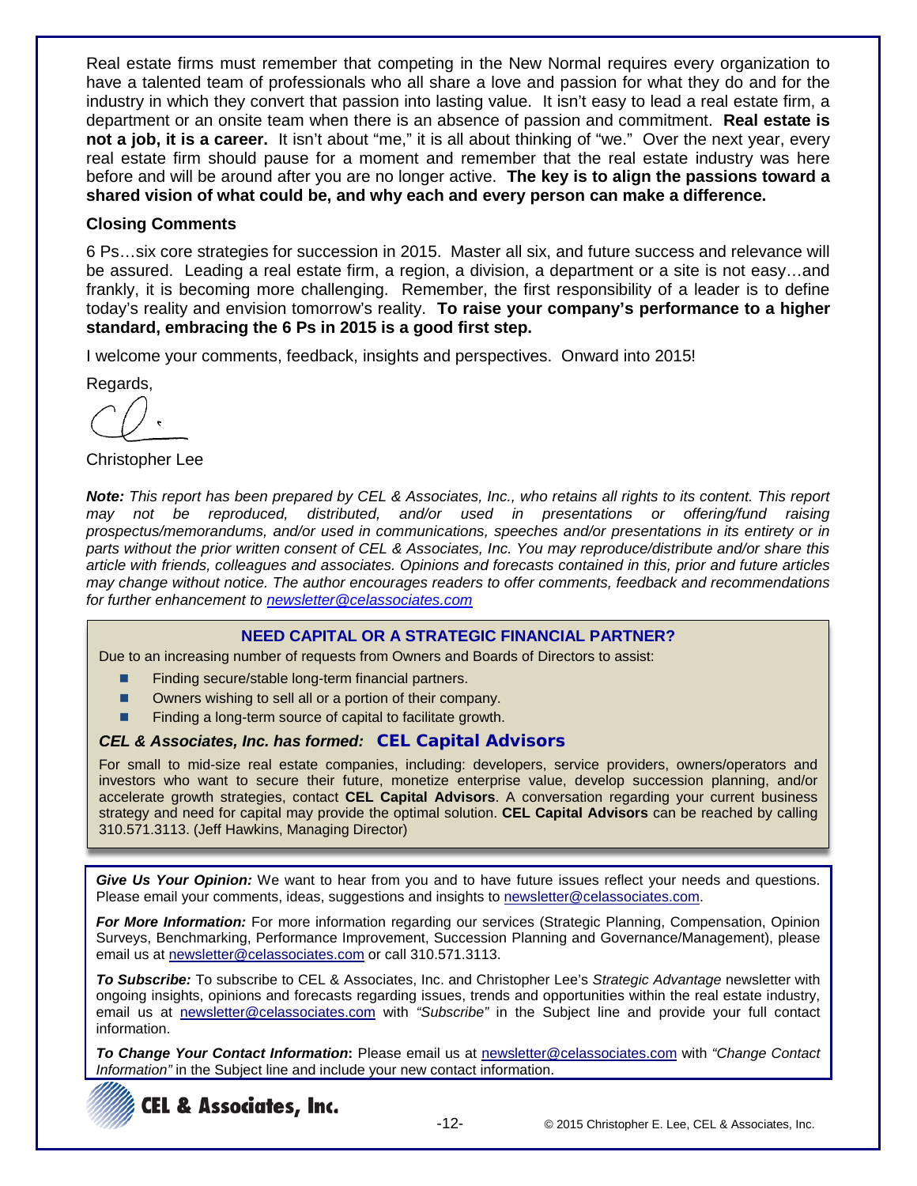Real estate firms must remember that competing in the New Normal requires every organization to have a talented team of professionals who all share a love and passion for what they do and for the industry in which they convert that passion into lasting value. It isn't easy to lead a real estate firm, a department or an onsite team when there is an absence of passion and commitment. **Real estate is not a job, it is a career.** It isn't about "me," it is all about thinking of "we." Over the next year, every real estate firm should pause for a moment and remember that the real estate industry was here before and will be around after you are no longer active. **The key is to align the passions toward a shared vision of what could be, and why each and every person can make a difference.**

## Closing Comments

6 Ps…six core strategies for succession in 2015. Master all six, and future success and relevance will be assured. Leading a real estate firm, a region, a division, a department or a site is not easy…and frankly, it is becoming more challenging. Remember, the first responsibility of a leader is to define today's reality and envision tomorrow's reality. **To raise your company's performance to a higher standard, embracing the 6 Ps in 2015 is a good first step.**

I welcome your comments, feedback, insights and perspectives. Onward into 2015!

Regards,

Christopher Lee

***Note:*** *This report has been prepared by CEL & Associates, Inc., who retains all rights to its content. This report may not be reproduced, distributed, and/or used in presentations or offering/fund raising prospectus/memorandums, and/or used in communications, speeches and/or presentations in its entirety or in parts without the prior written consent of CEL & Associates, Inc. You may reproduce/distribute and/or share this article with friends, colleagues and associates. Opinions and forecasts contained in this, prior and future articles may change without notice. The author encourages readers to offer comments, feedback and recommendations for further enhancement to newsletter@celassociates.com*

### NEED CAPITAL OR A STRATEGIC FINANCIAL PARTNER?

Due to an increasing number of requests from Owners and Boards of Directors to assist:

- Finding secure/stable long-term financial partners.
- Owners wishing to sell all or a portion of their company.
- Finding a long-term source of capital to facilitate growth.

***CEL & Associates, Inc. has formed:*** **CEL Capital Advisors**

For small to mid-size real estate companies, including: developers, service providers, owners/operators and investors who want to secure their future, monetize enterprise value, develop succession planning, and/or accelerate growth strategies, contact **CEL Capital Advisors**. A conversation regarding your current business strategy and need for capital may provide the optimal solution. **CEL Capital Advisors** can be reached by calling 310.571.3113. (Jeff Hawkins, Managing Director)

***Give Us Your Opinion:*** We want to hear from you and to have future issues reflect your needs and questions. Please email your comments, ideas, suggestions and insights to newsletter@celassociates.com.

***For More Information:*** For more information regarding our services (Strategic Planning, Compensation, Opinion Surveys, Benchmarking, Performance Improvement, Succession Planning and Governance/Management), please email us at newsletter@celassociates.com or call 310.571.3113.

***To Subscribe:*** To subscribe to CEL & Associates, Inc. and Christopher Lee's *Strategic Advantage* newsletter with ongoing insights, opinions and forecasts regarding issues, trends and opportunities within the real estate industry, email us at newsletter@celassociates.com with *"Subscribe"* in the Subject line and provide your full contact information.

***To Change Your Contact Information*:** Please email us at newsletter@celassociates.com with *"Change Contact Information"* in the Subject line and include your new contact information.

**CEL & Associates, Inc.**

© 2015 Christopher E. Lee, CEL & Associates, Inc.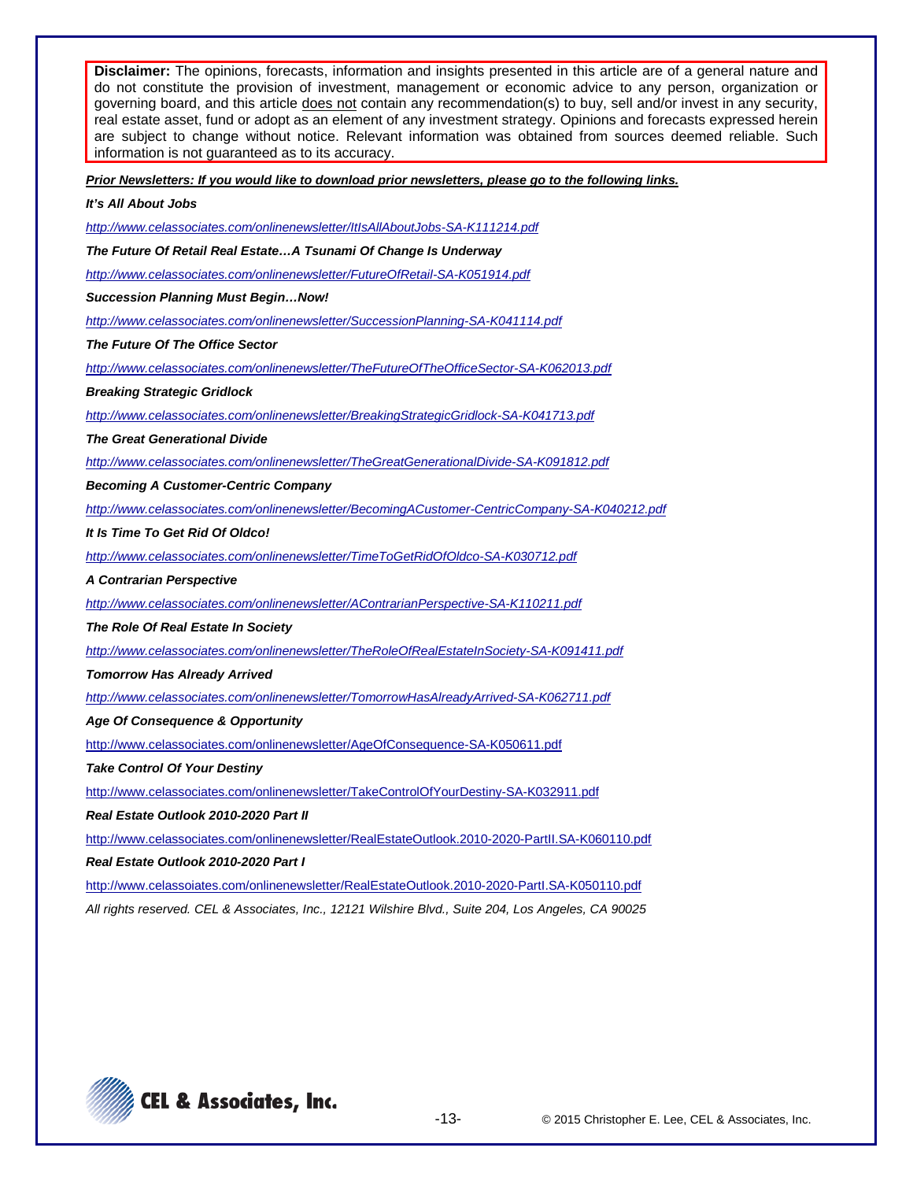**Disclaimer:** The opinions, forecasts, information and insights presented in this article are of a general nature and do not constitute the provision of investment, management or economic advice to any person, organization or governing board, and this article does not contain any recommendation(s) to buy, sell and/or invest in any security, real estate asset, fund or adopt as an element of any investment strategy. Opinions and forecasts expressed herein are subject to change without notice. Relevant information was obtained from sources deemed reliable. Such information is not guaranteed as to its accuracy.

***Prior Newsletters: If you would like to download prior newsletters, please go to the following links.***

***It's All About Jobs***

*http://www.celassociates.com/onlinenewsletter/ItIsAllAboutJobs-SA-K111214.pdf*

***The Future Of Retail Real Estate…A Tsunami Of Change Is Underway***

*http://www.celassociates.com/onlinenewsletter/FutureOfRetail-SA-K051914.pdf*

***Succession Planning Must Begin…Now!***

*http://www.celassociates.com/onlinenewsletter/SuccessionPlanning-SA-K041114.pdf*

***The Future Of The Office Sector***

*http://www.celassociates.com/onlinenewsletter/TheFutureOfTheOfficeSector-SA-K062013.pdf*

***Breaking Strategic Gridlock***

*http://www.celassociates.com/onlinenewsletter/BreakingStrategicGridlock-SA-K041713.pdf*

***The Great Generational Divide***

*http://www.celassociates.com/onlinenewsletter/TheGreatGenerationalDivide-SA-K091812.pdf*

***Becoming A Customer-Centric Company***

*http://www.celassociates.com/onlinenewsletter/BecomingACustomer-CentricCompany-SA-K040212.pdf*

***It Is Time To Get Rid Of Oldco!***

*http://www.celassociates.com/onlinenewsletter/TimeToGetRidOfOldco-SA-K030712.pdf*

***A Contrarian Perspective***

*http://www.celassociates.com/onlinenewsletter/AContrarianPerspective-SA-K110211.pdf*

***The Role Of Real Estate In Society***

*http://www.celassociates.com/onlinenewsletter/TheRoleOfRealEstateInSociety-SA-K091411.pdf*

***Tomorrow Has Already Arrived***

*http://www.celassociates.com/onlinenewsletter/TomorrowHasAlreadyArrived-SA-K062711.pdf*

***Age Of Consequence & Opportunity***

http://www.celassociates.com/onlinenewsletter/AgeOfConsequence-SA-K050611.pdf

***Take Control Of Your Destiny***

http://www.celassociates.com/onlinenewsletter/TakeControlOfYourDestiny-SA-K032911.pdf

***Real Estate Outlook 2010-2020 Part II***

http://www.celassociates.com/onlinenewsletter/RealEstateOutlook.2010-2020-PartII.SA-K060110.pdf

***Real Estate Outlook 2010-2020 Part I***

http://www.celassoiates.com/onlinenewsletter/RealEstateOutlook.2010-2020-PartI.SA-K050110.pdf

*All rights reserved. CEL & Associates, Inc., 12121 Wilshire Blvd., Suite 204, Los Angeles, CA 90025*

© 2015 Christopher E. Lee, CEL & Associates, Inc.